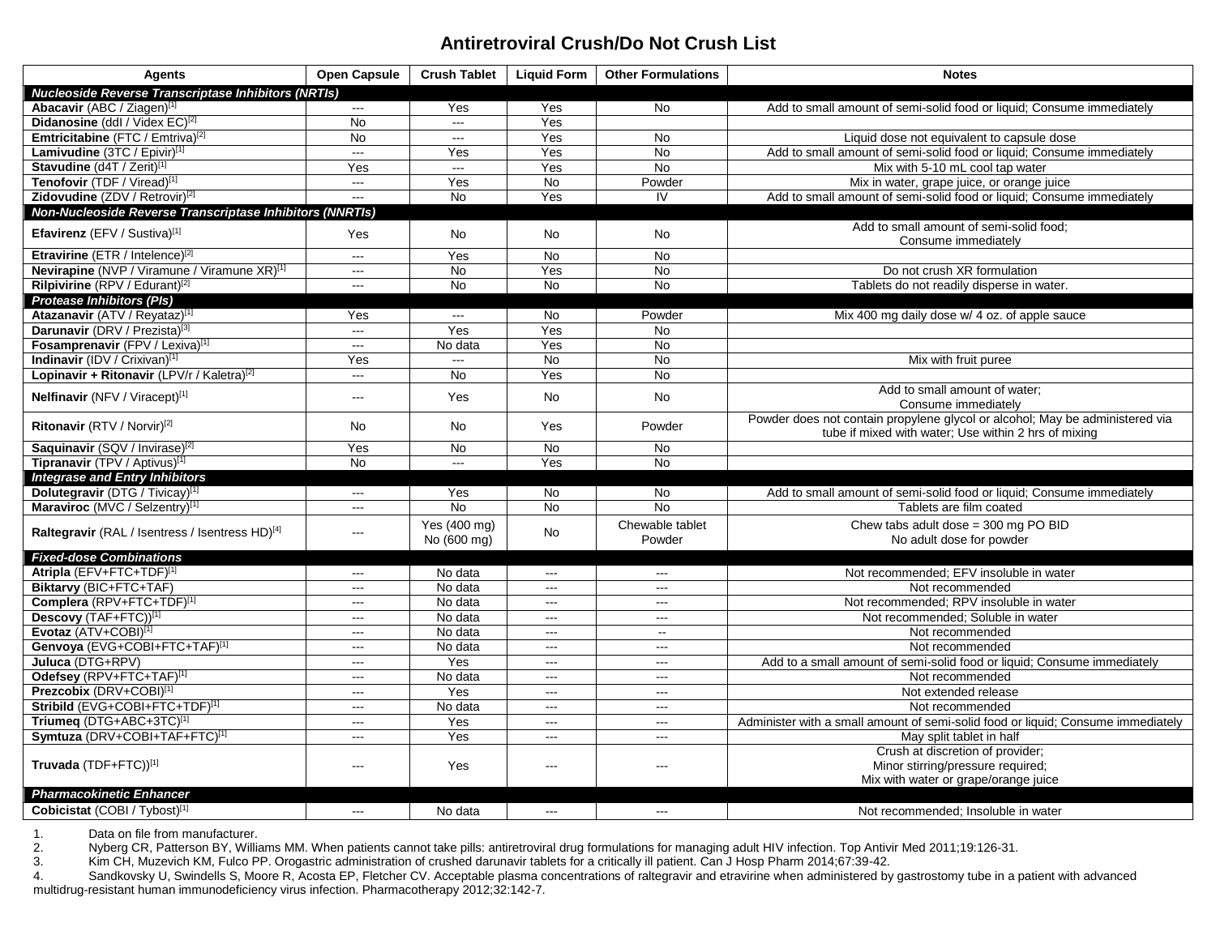# Antiretroviral Crush/Do Not Crush List

| Agents | Open Capsule | Crush Tablet | Liquid Form | Other Formulations | Notes |
|---|---|---|---|---|---|
| ***Nucleoside Reverse Transcriptase Inhibitors (NRTIs)*** | | | | | |
| **Abacavir** (ABC / Ziagen)[1] | --- | Yes | Yes | No | Add to small amount of semi-solid food or liquid; Consume immediately |
| **Didanosine** (ddI / Videx EC)[2] | No | --- | Yes | | |
| **Emtricitabine** (FTC / Emtriva)[2] | No | --- | Yes | No | Liquid dose not equivalent to capsule dose |
| **Lamivudine** (3TC / Epivir)[1] | --- | Yes | Yes | No | Add to small amount of semi-solid food or liquid; Consume immediately |
| **Stavudine** (d4T / Zerit)[1] | Yes | --- | Yes | No | Mix with 5-10 mL cool tap water |
| **Tenofovir** (TDF / Viread)[1] | --- | Yes | No | Powder | Mix in water, grape juice, or orange juice |
| **Zidovudine** (ZDV / Retrovir)[2] | --- | No | Yes | IV | Add to small amount of semi-solid food or liquid; Consume immediately |
| ***Non-Nucleoside Reverse Transcriptase Inhibitors (NNRTIs)*** | | | | | |
| **Efavirenz** (EFV / Sustiva)[1] | Yes | No | No | No | Add to small amount of semi-solid food; Consume immediately |
| **Etravirine** (ETR / Intelence)[2] | --- | Yes | No | No | |
| **Nevirapine** (NVP / Viramune / Viramune XR)[1] | --- | No | Yes | No | Do not crush XR formulation |
| **Rilpivirine** (RPV / Edurant)[2] | --- | No | No | No | Tablets do not readily disperse in water. |
| ***Protease Inhibitors (PIs)*** | | | | | |
| **Atazanavir** (ATV / Reyataz)[1] | Yes | --- | No | Powder | Mix 400 mg daily dose w/ 4 oz. of apple sauce |
| **Darunavir** (DRV / Prezista)[3] | --- | Yes | Yes | No | |
| **Fosamprenavir** (FPV / Lexiva)[1] | --- | No data | Yes | No | |
| **Indinavir** (IDV / Crixivan)[1] | Yes | --- | No | No | Mix with fruit puree |
| **Lopinavir + Ritonavir** (LPV/r / Kaletra)[2] | --- | No | Yes | No | |
| **Nelfinavir** (NFV / Viracept)[1] | --- | Yes | No | No | Add to small amount of water; Consume immediately |
| **Ritonavir** (RTV / Norvir)[2] | No | No | Yes | Powder | Powder does not contain propylene glycol or alcohol; May be administered via tube if mixed with water; Use within 2 hrs of mixing |
| **Saquinavir** (SQV / Invirase)[2] | Yes | No | No | No | |
| **Tipranavir** (TPV / Aptivus)[1] | No | --- | Yes | No | |
| ***Integrase and Entry Inhibitors*** | | | | | |
| **Dolutegravir** (DTG / Tivicay)[1] | --- | Yes | No | No | Add to small amount of semi-solid food or liquid; Consume immediately |
| **Maraviroc** (MVC / Selzentry)[1] | --- | No | No | No | Tablets are film coated |
| **Raltegravir** (RAL / Isentress / Isentress HD)[4] | --- | Yes (400 mg) No (600 mg) | No | Chewable tablet Powder | Chew tabs adult dose = 300 mg PO BID No adult dose for powder |
| ***Fixed-dose Combinations*** | | | | | |
| **Atripla** (EFV+FTC+TDF)[1] | --- | No data | --- | --- | Not recommended; EFV insoluble in water |
| **Biktarvy** (BIC+FTC+TAF) | --- | No data | --- | --- | Not recommended |
| **Complera** (RPV+FTC+TDF)[1] | --- | No data | --- | --- | Not recommended; RPV insoluble in water |
| **Descovy** (TAF+FTC))[1] | --- | No data | --- | --- | Not recommended; Soluble in water |
| **Evotaz** (ATV+COBI)[1] | --- | No data | --- | -- | Not recommended |
| **Genvoya** (EVG+COBI+FTC+TAF)[1] | --- | No data | --- | --- | Not recommended |
| **Juluca** (DTG+RPV) | --- | Yes | --- | --- | Add to a small amount of semi-solid food or liquid; Consume immediately |
| **Odefsey** (RPV+FTC+TAF)[1] | --- | No data | --- | --- | Not recommended |
| **Prezcobix** (DRV+COBI)[1] | --- | Yes | --- | --- | Not extended release |
| **Stribild** (EVG+COBI+FTC+TDF)[1] | --- | No data | --- | --- | Not recommended |
| **Triumeq** (DTG+ABC+3TC)[1] | --- | Yes | --- | --- | Administer with a small amount of semi-solid food or liquid; Consume immediately |
| **Symtuza** (DRV+COBI+TAF+FTC)[1] | --- | Yes | --- | --- | May split tablet in half |
| **Truvada** (TDF+FTC))[1] | --- | Yes | --- | --- | Crush at discretion of provider; Minor stirring/pressure required; Mix with water or grape/orange juice |
| ***Pharmacokinetic Enhancer*** | | | | | |
| **Cobicistat** (COBI / Tybost)[1] | --- | No data | --- | --- | Not recommended; Insoluble in water |

1. Data on file from manufacturer.
2. Nyberg CR, Patterson BY, Williams MM. When patients cannot take pills: antiretroviral drug formulations for managing adult HIV infection. Top Antivir Med 2011;19:126-31.
3. Kim CH, Muzevich KM, Fulco PP. Orogastric administration of crushed darunavir tablets for a critically ill patient. Can J Hosp Pharm 2014;67:39-42.
4. Sandkovsky U, Swindells S, Moore R, Acosta EP, Fletcher CV. Acceptable plasma concentrations of raltegravir and etravirine when administered by gastrostomy tube in a patient with advanced multidrug-resistant human immunodeficiency virus infection. Pharmacotherapy 2012;32:142-7.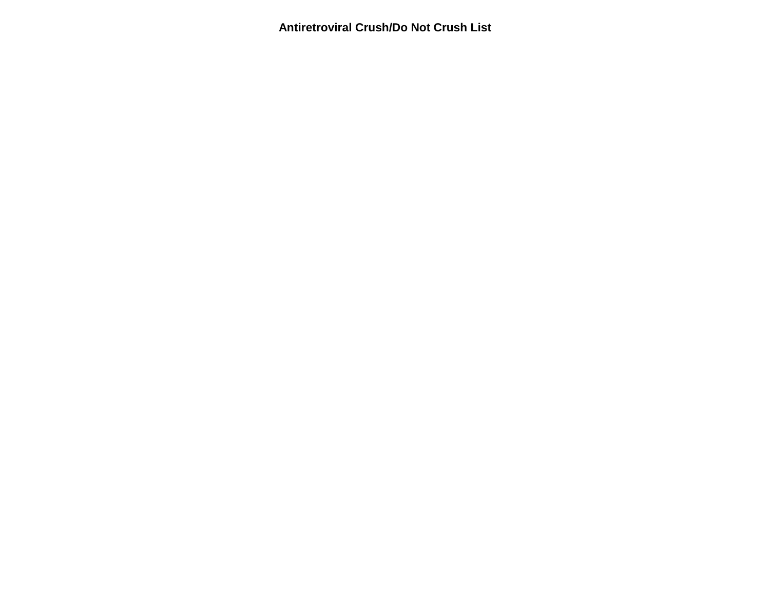**Antiretroviral Crush/Do Not Crush List**